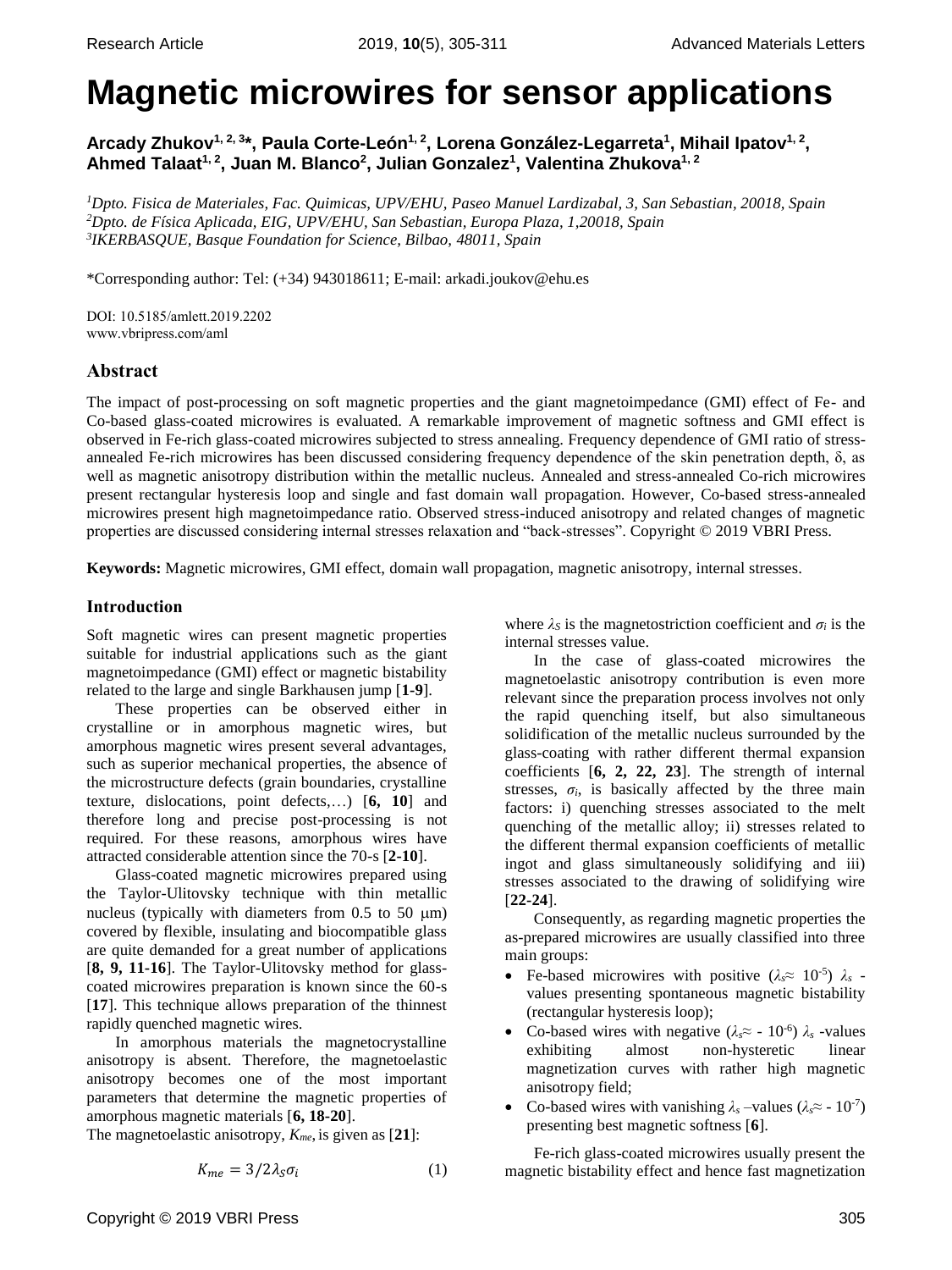# Magnetic microwires for sensor applications

**Arcady Zhukov[1, 2, 3]*, Paula Corte-León[1, 2], Lorena González-Legarreta[1], Mihail Ipatov[1, 2], Ahmed Talaat[1, 2], Juan M. Blanco[2], Julian Gonzalez[1], Valentina Zhukova[1, 2]**

[1]*Dpto. Fisica de Materiales, Fac. Quimicas, UPV/EHU, Paseo Manuel Lardizabal, 3, San Sebastian, 20018, Spain*
[2]*Dpto. de Física Aplicada, EIG, UPV/EHU, San Sebastian, Europa Plaza, 1,20018, Spain*
[3]*IKERBASQUE, Basque Foundation for Science, Bilbao, 48011, Spain*

*Corresponding author: Tel: (+34) 943018611; E-mail: arkadi.joukov@ehu.es

DOI: 10.5185/amlett.2019.2202
www.vbripress.com/aml

## Abstract

The impact of post-processing on soft magnetic properties and the giant magnetoimpedance (GMI) effect of Fe- and Co-based glass-coated microwires is evaluated. A remarkable improvement of magnetic softness and GMI effect is observed in Fe-rich glass-coated microwires subjected to stress annealing. Frequency dependence of GMI ratio of stress-annealed Fe-rich microwires has been discussed considering frequency dependence of the skin penetration depth, δ, as well as magnetic anisotropy distribution within the metallic nucleus. Annealed and stress-annealed Co-rich microwires present rectangular hysteresis loop and single and fast domain wall propagation. However, Co-based stress-annealed microwires present high magnetoimpedance ratio. Observed stress-induced anisotropy and related changes of magnetic properties are discussed considering internal stresses relaxation and "back-stresses". Copyright © 2019 VBRI Press.

**Keywords:** Magnetic microwires, GMI effect, domain wall propagation, magnetic anisotropy, internal stresses.

## Introduction

Soft magnetic wires can present magnetic properties suitable for industrial applications such as the giant magnetoimpedance (GMI) effect or magnetic bistability related to the large and single Barkhausen jump [**1-9**].

These properties can be observed either in crystalline or in amorphous magnetic wires, but amorphous magnetic wires present several advantages, such as superior mechanical properties, the absence of the microstructure defects (grain boundaries, crystalline texture, dislocations, point defects,…) [**6, 10**] and therefore long and precise post-processing is not required. For these reasons, amorphous wires have attracted considerable attention since the 70-s [**2-10**].

Glass-coated magnetic microwires prepared using the Taylor-Ulitovsky technique with thin metallic nucleus (typically with diameters from 0.5 to 50 μm) covered by flexible, insulating and biocompatible glass are quite demanded for a great number of applications [**8, 9, 11-16**]. The Taylor-Ulitovsky method for glass-coated microwires preparation is known since the 60-s [**17**]. This technique allows preparation of the thinnest rapidly quenched magnetic wires.

In amorphous materials the magnetocrystalline anisotropy is absent. Therefore, the magnetoelastic anisotropy becomes one of the most important parameters that determine the magnetic properties of amorphous magnetic materials [**6, 18-20**].

The magnetoelastic anisotropy, $K_{me}$, is given as [**21**]:

$$K_{me} = 3/2\lambda_S\sigma_i \qquad (1)$$

where $\lambda_S$ is the magnetostriction coefficient and $\sigma_i$ is the internal stresses value.

In the case of glass-coated microwires the magnetoelastic anisotropy contribution is even more relevant since the preparation process involves not only the rapid quenching itself, but also simultaneous solidification of the metallic nucleus surrounded by the glass-coating with rather different thermal expansion coefficients [**6, 2, 22, 23**]. The strength of internal stresses, $\sigma_i$, is basically affected by the three main factors: i) quenching stresses associated to the melt quenching of the metallic alloy; ii) stresses related to the different thermal expansion coefficients of metallic ingot and glass simultaneously solidifying and iii) stresses associated to the drawing of solidifying wire [**22-24**].

Consequently, as regarding magnetic properties the as-prepared microwires are usually classified into three main groups:

- Fe-based microwires with positive ($\lambda_s \approx 10^{-5}$) $\lambda_s$ -values presenting spontaneous magnetic bistability (rectangular hysteresis loop);
- Co-based wires with negative ($\lambda_s \approx -10^{-6}$) $\lambda_s$ -values exhibiting almost non-hysteretic linear magnetization curves with rather high magnetic anisotropy field;
- Co-based wires with vanishing $\lambda_s$ –values ($\lambda_s \approx -10^{-7}$) presenting best magnetic softness [**6**].

Fe-rich glass-coated microwires usually present the magnetic bistability effect and hence fast magnetization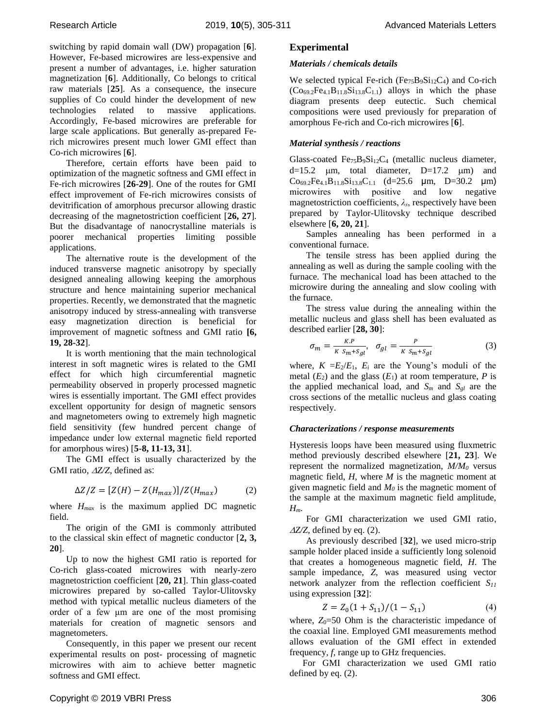switching by rapid domain wall (DW) propagation [**6**]. However, Fe-based microwires are less-expensive and present a number of advantages, i.e. higher saturation magnetization [**6**]. Additionally, Co belongs to critical raw materials [**25**]. As a consequence, the insecure supplies of Co could hinder the development of new technologies related to massive applications. Accordingly, Fe-based microwires are preferable for large scale applications. But generally as-prepared Fe-rich microwires present much lower GMI effect than Co-rich microwires [**6**].

Therefore, certain efforts have been paid to optimization of the magnetic softness and GMI effect in Fe-rich microwires [**26-29**]. One of the routes for GMI effect improvement of Fe-rich microwires consists of devitrification of amorphous precursor allowing drastic decreasing of the magnetostriction coefficient [**26, 27**]. But the disadvantage of nanocrystalline materials is poorer mechanical properties limiting possible applications.

The alternative route is the development of the induced transverse magnetic anisotropy by specially designed annealing allowing keeping the amorphous structure and hence maintaining superior mechanical properties. Recently, we demonstrated that the magnetic anisotropy induced by stress-annealing with transverse easy magnetization direction is beneficial for improvement of magnetic softness and GMI ratio **[6, 19, 28-32**].

It is worth mentioning that the main technological interest in soft magnetic wires is related to the GMI effect for which high circumferential magnetic permeability observed in properly processed magnetic wires is essentially important. The GMI effect provides excellent opportunity for design of magnetic sensors and magnetometers owing to extremely high magnetic field sensitivity (few hundred percent change of impedance under low external magnetic field reported for amorphous wires) [**5-8, 11-13, 31**].

The GMI effect is usually characterized by the GMI ratio, $\Delta Z/Z$, defined as:

$$\Delta Z/Z = [Z(H) - Z(H_{max})]/Z(H_{max}) \qquad (2)$$

where $H_{max}$ is the maximum applied DC magnetic field.

The origin of the GMI is commonly attributed to the classical skin effect of magnetic conductor [**2, 3, 20**].

Up to now the highest GMI ratio is reported for Co-rich glass-coated microwires with nearly-zero magnetostriction coefficient [**20, 21**]. Thin glass-coated microwires prepared by so-called Taylor-Ulitovsky method with typical metallic nucleus diameters of the order of a few μm are one of the most promising materials for creation of magnetic sensors and magnetometers.

Consequently, in this paper we present our recent experimental results on post- processing of magnetic microwires with aim to achieve better magnetic softness and GMI effect.

## Experimental

### *Materials / chemicals details*

We selected typical Fe-rich ($Fe_{75}B_9Si_{12}C_4$) and Co-rich ($Co_{69.2}Fe_{4.1}B_{11.8}Si_{13.8}C_{1.1}$) alloys in which the phase diagram presents deep eutectic. Such chemical compositions were used previously for preparation of amorphous Fe-rich and Co-rich microwires [**6**].

### *Material synthesis / reactions*

Glass-coated $Fe_{75}B_9Si_{12}C_4$ (metallic nucleus diameter, d=15.2 μm, total diameter, D=17.2 μm) and $Co_{69.2}Fe_{4.1}B_{11.8}Si_{13.8}C_{1.1}$ (d=25.6 μm, D=30.2 μm) microwires with positive and low negative magnetostriction coefficients, $\lambda_s$, respectively have been prepared by Taylor-Ulitovsky technique described elsewhere [**6, 20, 21**].

Samples annealing has been performed in a conventional furnace.

The tensile stress has been applied during the annealing as well as during the sample cooling with the furnace. The mechanical load has been attached to the microwire during the annealing and slow cooling with the furnace.

The stress value during the annealing within the metallic nucleus and glass shell has been evaluated as described earlier [**28, 30**]:

$$\sigma_m = \frac{K.P}{K\ S_m + S_{gl}}, \quad \sigma_{gl} = \frac{P}{K\ S_m + S_{gl}} \qquad (3)$$

where, $K = E_2/E_1$, $E_i$ are the Young's moduli of the metal ($E_2$) and the glass ($E_1$) at room temperature, $P$ is the applied mechanical load, and $S_m$ and $S_{gl}$ are the cross sections of the metallic nucleus and glass coating respectively.

### *Characterizations / response measurements*

Hysteresis loops have been measured using fluxmetric method previously described elsewhere [**21, 23**]. We represent the normalized magnetization, $M/M_0$ versus magnetic field, $H$, where $M$ is the magnetic moment at given magnetic field and $M_0$ is the magnetic moment of the sample at the maximum magnetic field amplitude, $H_m$.

For GMI characterization we used GMI ratio, $\Delta Z/Z$, defined by eq. (2).

As previously described [**32**], we used micro-strip sample holder placed inside a sufficiently long solenoid that creates a homogeneous magnetic field, $H$. The sample impedance, $Z$, was measured using vector network analyzer from the reflection coefficient $S_{11}$ using expression [**32**]:

$$Z = Z_0(1 + S_{11})/(1 - S_{11}) \qquad (4)$$

where, $Z_0$=50 Ohm is the characteristic impedance of the coaxial line. Employed GMI measurements method allows evaluation of the GMI effect in extended frequency, $f$, range up to GHz frequencies.

For GMI characterization we used GMI ratio defined by eq. (2).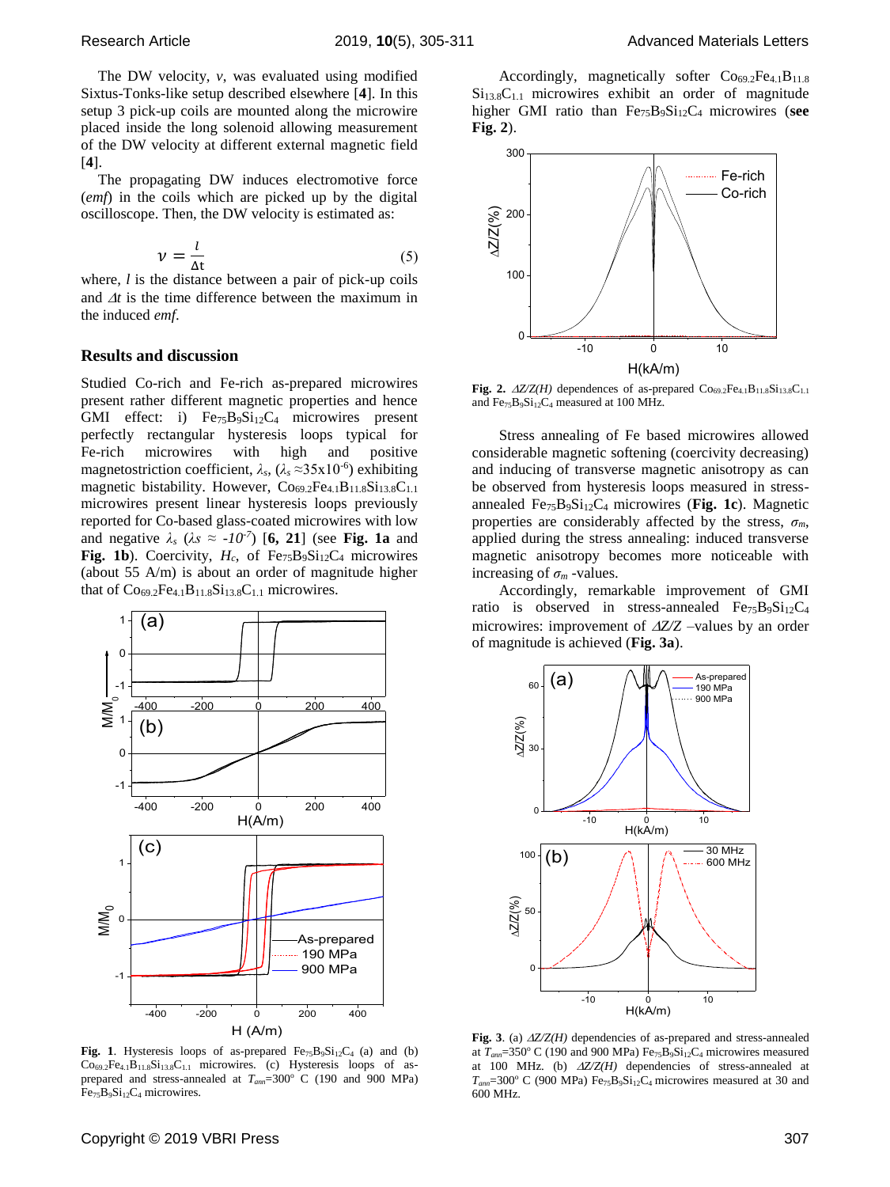The DW velocity, *v*, was evaluated using modified Sixtus-Tonks-like setup described elsewhere [**4**]. In this setup 3 pick-up coils are mounted along the microwire placed inside the long solenoid allowing measurement of the DW velocity at different external magnetic field [**4**].

The propagating DW induces electromotive force (*emf*) in the coils which are picked up by the digital oscilloscope. Then, the DW velocity is estimated as:

$$v = \frac{l}{\Delta t} \tag{5}$$

where, *l* is the distance between a pair of pick-up coils and $\Delta t$ is the time difference between the maximum in the induced *emf*.

## Results and discussion

Studied Co-rich and Fe-rich as-prepared microwires present rather different magnetic properties and hence GMI effect: i) $Fe_{75}B_9Si_{12}C_4$ microwires present perfectly rectangular hysteresis loops typical for Fe-rich microwires with high and positive magnetostriction coefficient, $\lambda_s$, ($\lambda_s \approx 35x10^{-6}$) exhibiting magnetic bistability. However, $Co_{69.2}Fe_{4.1}B_{11.8}Si_{13.8}C_{1.1}$ microwires present linear hysteresis loops previously reported for Co-based glass-coated microwires with low and negative $\lambda_s$ ($\lambda s \approx -10^{-7}$) [**6, 21**] (see **Fig. 1a** and **Fig. 1b**). Coercivity, $H_c$, of $Fe_{75}B_9Si_{12}C_4$ microwires (about 55 A/m) is about an order of magnitude higher that of $Co_{69.2}Fe_{4.1}B_{11.8}Si_{13.8}C_{1.1}$ microwires.

**Fig. 1**. Hysteresis loops of as-prepared $Fe_{75}B_9Si_{12}C_4$ (a) and (b) $Co_{69.2}Fe_{4.1}B_{11.8}Si_{13.8}C_{1.1}$ microwires. (c) Hysteresis loops of as-prepared and stress-annealed at $T_{ann}$=300° C (190 and 900 MPa) $Fe_{75}B_9Si_{12}C_4$ microwires.

Accordingly, magnetically softer $Co_{69.2}Fe_{4.1}B_{11.8}Si_{13.8}C_{1.1}$ microwires exhibit an order of magnitude higher GMI ratio than $Fe_{75}B_9Si_{12}C_4$ microwires (**see Fig. 2**).

**Fig. 2.** $\Delta Z/Z(H)$ dependences of as-prepared $Co_{69.2}Fe_{4.1}B_{11.8}Si_{13.8}C_{1.1}$ and $Fe_{75}B_9Si_{12}C_4$ measured at 100 MHz.

Stress annealing of Fe based microwires allowed considerable magnetic softening (coercivity decreasing) and inducing of transverse magnetic anisotropy as can be observed from hysteresis loops measured in stress-annealed $Fe_{75}B_9Si_{12}C_4$ microwires (**Fig. 1c**). Magnetic properties are considerably affected by the stress, $\sigma_m$, applied during the stress annealing: induced transverse magnetic anisotropy becomes more noticeable with increasing of $\sigma_m$ -values.

Accordingly, remarkable improvement of GMI ratio is observed in stress-annealed $Fe_{75}B_9Si_{12}C_4$ microwires: improvement of $\Delta Z/Z$ –values by an order of magnitude is achieved (**Fig. 3a**).

**Fig. 3**. (a) $\Delta Z/Z(H)$ dependencies of as-prepared and stress-annealed at $T_{ann}$=350° C (190 and 900 MPa) $Fe_{75}B_9Si_{12}C_4$ microwires measured at 100 MHz. (b) $\Delta Z/Z(H)$ dependencies of stress-annealed at $T_{ann}$=300° C (900 MPa) $Fe_{75}B_9Si_{12}C_4$ microwires measured at 30 and 600 MHz.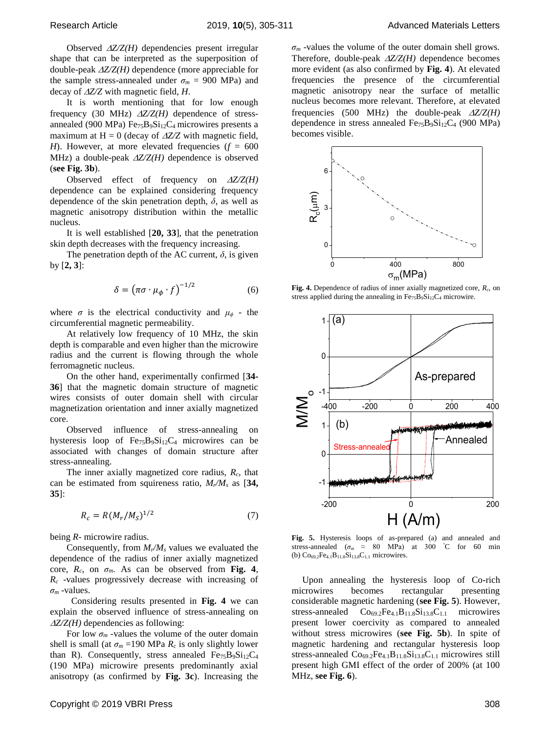Observed $\Delta Z/Z(H)$ dependencies present irregular shape that can be interpreted as the superposition of double-peak $\Delta Z/Z(H)$ dependence (more appreciable for the sample stress-annealed under $\sigma_m$ = 900 MPa) and decay of $\Delta Z/Z$ with magnetic field, $H$.

It is worth mentioning that for low enough frequency (30 MHz) $\Delta Z/Z(H)$ dependence of stress-annealed (900 MPa) $Fe_{75}B_9Si_{12}C_4$ microwires presents a maximum at H = 0 (decay of $\Delta Z/Z$ with magnetic field, $H$). However, at more elevated frequencies ($f$ = 600 MHz) a double-peak $\Delta Z/Z(H)$ dependence is observed (**see Fig. 3b**).

Observed effect of frequency on $\Delta Z/Z(H)$ dependence can be explained considering frequency dependence of the skin penetration depth, $\delta$, as well as magnetic anisotropy distribution within the metallic nucleus.

It is well established [**20, 33**], that the penetration skin depth decreases with the frequency increasing.

The penetration depth of the AC current, $\delta$, is given by [**2, 3**]:

$$\delta = \left(\pi\sigma \cdot \mu_\phi \cdot f\right)^{-1/2} \quad (6)$$

where $\sigma$ is the electrical conductivity and $\mu_\phi$ - the circumferential magnetic permeability.

At relatively low frequency of 10 MHz, the skin depth is comparable and even higher than the microwire radius and the current is flowing through the whole ferromagnetic nucleus.

On the other hand, experimentally confirmed [**34-36**] that the magnetic domain structure of magnetic wires consists of outer domain shell with circular magnetization orientation and inner axially magnetized core.

Observed influence of stress-annealing on hysteresis loop of $Fe_{75}B_9Si_{12}C_4$ microwires can be associated with changes of domain structure after stress-annealing.

The inner axially magnetized core radius, $R_c$, that can be estimated from squireness ratio, $M_r/M_s$ as [**34, 35**]:

$$R_c = R(M_r/M_S)^{1/2} \quad (7)$$

being $R$- microwire radius.

Consequently, from $M_r/M_s$ values we evaluated the dependence of the radius of inner axially magnetized core, $R_c$, on $\sigma_m$. As can be observed from **Fig. 4**, $R_c$ -values progressively decrease with increasing of $\sigma_m$ -values.

Considering results presented in **Fig. 4** we can explain the observed influence of stress-annealing on $\Delta Z/Z(H)$ dependencies as following:

For low $\sigma_m$ -values the volume of the outer domain shell is small (at $\sigma_m$ =190 MPa $R_c$ is only slightly lower than R). Consequently, stress annealed $Fe_{75}B_9Si_{12}C_4$ (190 MPa) microwire presents predominantly axial anisotropy (as confirmed by **Fig. 3c**). Increasing the $\sigma_m$ -values the volume of the outer domain shell grows. Therefore, double-peak $\Delta Z/Z(H)$ dependence becomes more evident (as also confirmed by **Fig. 4**). At elevated frequencies the presence of the circumferential magnetic anisotropy near the surface of metallic nucleus becomes more relevant. Therefore, at elevated frequencies (500 MHz) the double-peak $\Delta Z/Z(H)$ dependence in stress annealed $Fe_{75}B_9Si_{12}C_4$ (900 MPa) becomes visible.

**Fig. 4.** Dependence of radius of inner axially magnetized core, $R_c$, on stress applied during the annealing in $Fe_{75}B_9Si_{12}C_4$ microwire.

**Fig. 5.** Hysteresis loops of as-prepared (a) and annealed and stress-annealed ($\sigma_m$ ≈ 80 MPa) at 300 °C for 60 min (b) $Co_{69.2}Fe_{4.1}B_{11.8}Si_{13.8}C_{1.1}$ microwires.

Upon annealing the hysteresis loop of Co-rich microwires becomes rectangular presenting considerable magnetic hardening (**see Fig. 5**). However, stress-annealed $Co_{69.2}Fe_{4.1}B_{11.8}Si_{13.8}C_{1.1}$ microwires present lower coercivity as compared to annealed without stress microwires (**see Fig. 5b**). In spite of magnetic hardening and rectangular hysteresis loop stress-annealed $Co_{69.2}Fe_{4.1}B_{11.8}Si_{13.8}C_{1.1}$ microwires still present high GMI effect of the order of 200% (at 100 MHz, **see Fig. 6**).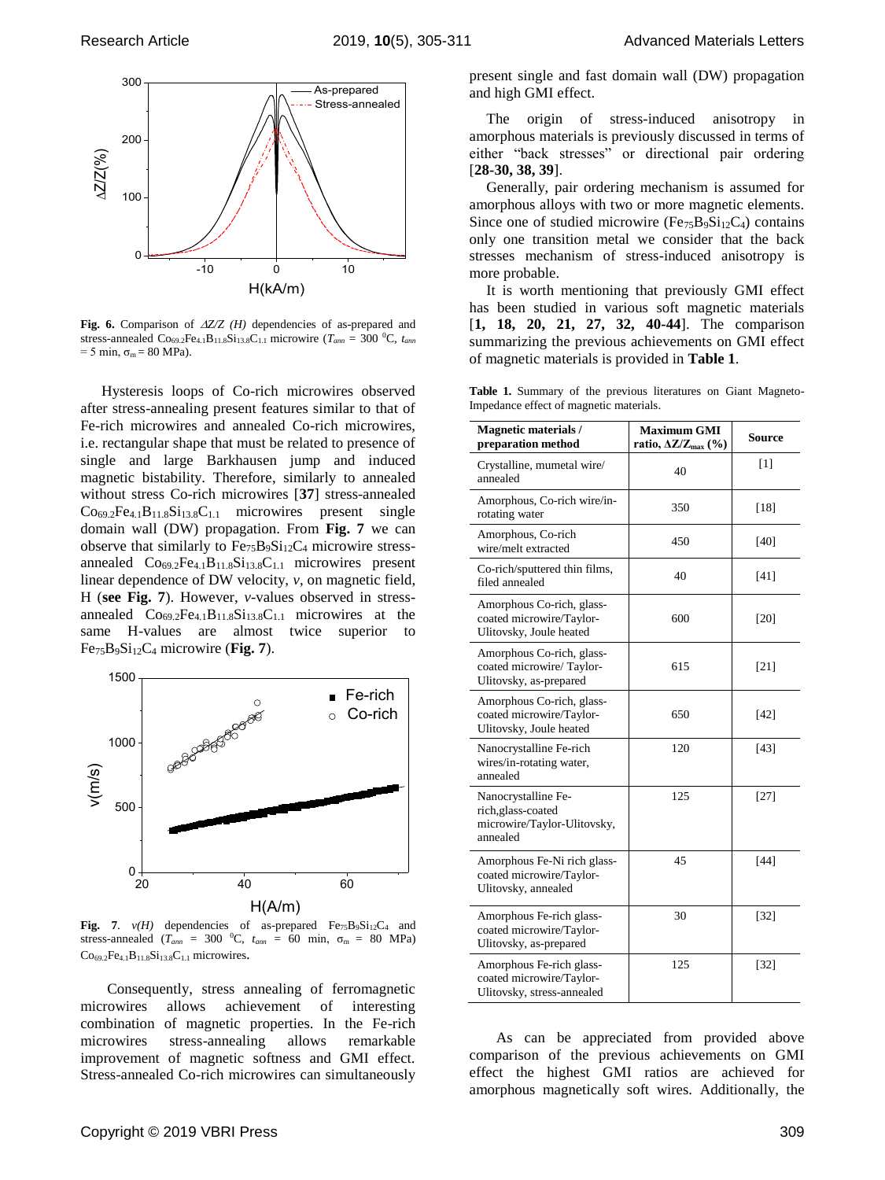**Fig. 6.** Comparison of $\Delta Z/Z$ *(H)* dependencies of as-prepared and stress-annealed $Co_{69.2}Fe_{4.1}B_{11.8}Si_{13.8}C_{1.1}$ microwire ($T_{ann}$ = 300 °C, $t_{ann}$ = 5 min, $\sigma_m$ = 80 MPa).

Hysteresis loops of Co-rich microwires observed after stress-annealing present features similar to that of Fe-rich microwires and annealed Co-rich microwires, i.e. rectangular shape that must be related to presence of single and large Barkhausen jump and induced magnetic bistability. Therefore, similarly to annealed without stress Co-rich microwires [**37**] stress-annealed $Co_{69.2}Fe_{4.1}B_{11.8}Si_{13.8}C_{1.1}$ microwires present single domain wall (DW) propagation. From **Fig. 7** we can observe that similarly to $Fe_{75}B_9Si_{12}C_4$ microwire stress-annealed $Co_{69.2}Fe_{4.1}B_{11.8}Si_{13.8}C_{1.1}$ microwires present linear dependence of DW velocity, *v*, on magnetic field, H (**see Fig. 7**). However, *v*-values observed in stress-annealed $Co_{69.2}Fe_{4.1}B_{11.8}Si_{13.8}C_{1.1}$ microwires at the same H-values are almost twice superior to $Fe_{75}B_9Si_{12}C_4$ microwire (**Fig. 7**).

**Fig. 7**. *v(H)* dependencies of as-prepared $Fe_{75}B_9Si_{12}C_4$ and stress-annealed ($T_{ann}$ = 300 °C, $t_{ann}$ = 60 min, $\sigma_m$ = 80 MPa) $Co_{69.2}Fe_{4.1}B_{11.8}Si_{13.8}C_{1.1}$ microwires.

Consequently, stress annealing of ferromagnetic microwires allows achievement of interesting combination of magnetic properties. In the Fe-rich microwires stress-annealing allows remarkable improvement of magnetic softness and GMI effect. Stress-annealed Co-rich microwires can simultaneously present single and fast domain wall (DW) propagation and high GMI effect.

The origin of stress-induced anisotropy in amorphous materials is previously discussed in terms of either "back stresses" or directional pair ordering [**28-30, 38, 39**].

Generally, pair ordering mechanism is assumed for amorphous alloys with two or more magnetic elements. Since one of studied microwire ($Fe_{75}B_9Si_{12}C_4$) contains only one transition metal we consider that the back stresses mechanism of stress-induced anisotropy is more probable.

It is worth mentioning that previously GMI effect has been studied in various soft magnetic materials [**1, 18, 20, 21, 27, 32, 40-44**]. The comparison summarizing the previous achievements on GMI effect of magnetic materials is provided in **Table 1**.

**Table 1.** Summary of the previous literatures on Giant Magneto-Impedance effect of magnetic materials.

| Magnetic materials / preparation method | Maximum GMI ratio, $\Delta Z/Z_{max}$ (%) | Source |
|---|---|---|
| Crystalline, mumetal wire/ annealed | 40 | [1] |
| Amorphous, Co-rich wire/in-rotating water | 350 | [18] |
| Amorphous, Co-rich wire/melt extracted | 450 | [40] |
| Co-rich/sputtered thin films, filed annealed | 40 | [41] |
| Amorphous Co-rich, glass-coated microwire/Taylor-Ulitovsky, Joule heated | 600 | [20] |
| Amorphous Co-rich, glass-coated microwire/ Taylor-Ulitovsky, as-prepared | 615 | [21] |
| Amorphous Co-rich, glass-coated microwire/Taylor-Ulitovsky, Joule heated | 650 | [42] |
| Nanocrystalline Fe-rich wires/in-rotating water, annealed | 120 | [43] |
| Nanocrystalline Fe-rich,glass-coated microwire/Taylor-Ulitovsky, annealed | 125 | [27] |
| Amorphous Fe-Ni rich glass-coated microwire/Taylor-Ulitovsky, annealed | 45 | [44] |
| Amorphous Fe-rich glass-coated microwire/Taylor-Ulitovsky, as-prepared | 30 | [32] |
| Amorphous Fe-rich glass-coated microwire/Taylor-Ulitovsky, stress-annealed | 125 | [32] |

As can be appreciated from provided above comparison of the previous achievements on GMI effect the highest GMI ratios are achieved for amorphous magnetically soft wires. Additionally, the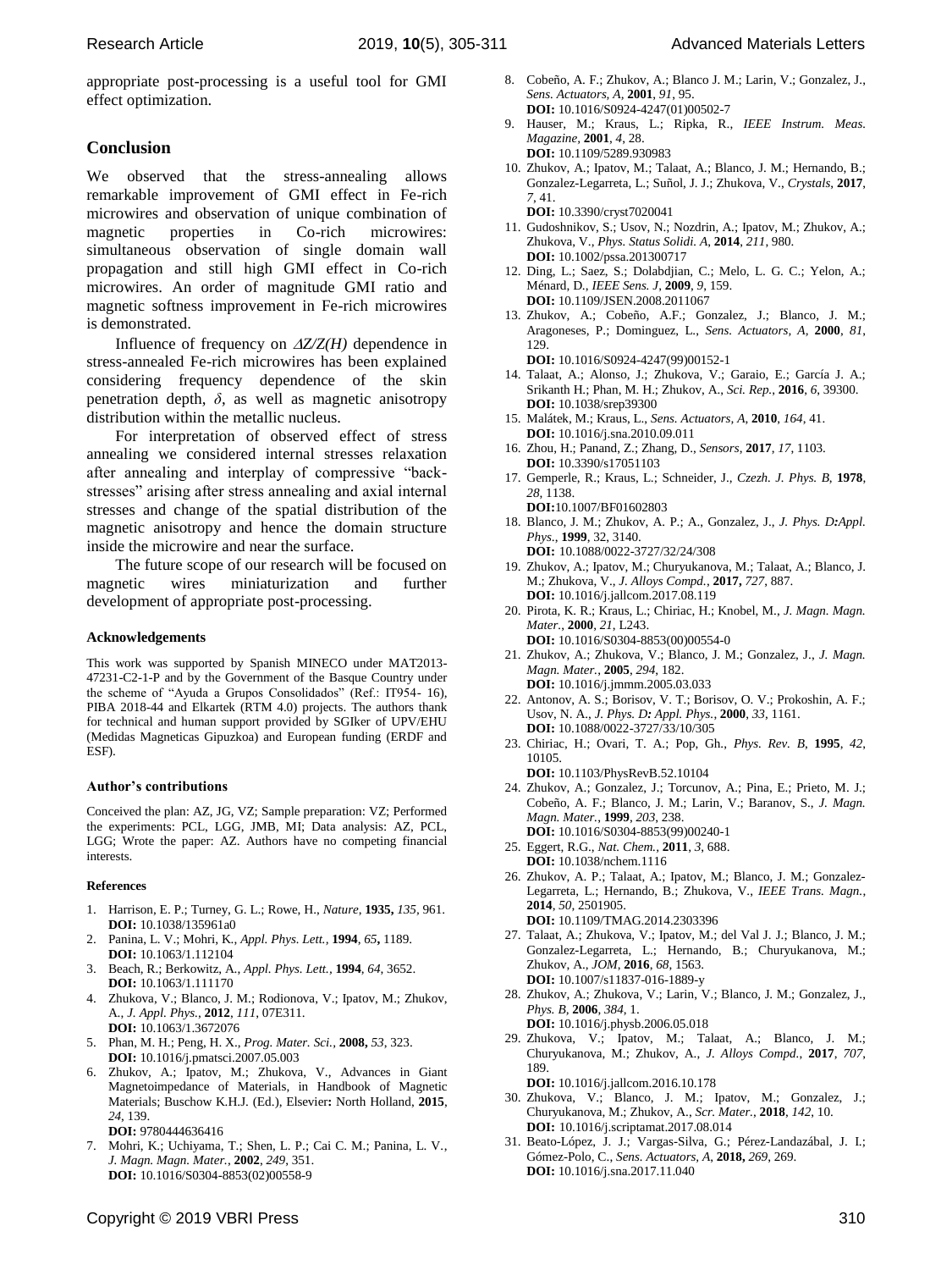appropriate post-processing is a useful tool for GMI effect optimization.

## Conclusion

We observed that the stress-annealing allows remarkable improvement of GMI effect in Fe-rich microwires and observation of unique combination of magnetic properties in Co-rich microwires: simultaneous observation of single domain wall propagation and still high GMI effect in Co-rich microwires. An order of magnitude GMI ratio and magnetic softness improvement in Fe-rich microwires is demonstrated.

Influence of frequency on $\Delta Z/Z(H)$ dependence in stress-annealed Fe-rich microwires has been explained considering frequency dependence of the skin penetration depth, $\delta$, as well as magnetic anisotropy distribution within the metallic nucleus.

For interpretation of observed effect of stress annealing we considered internal stresses relaxation after annealing and interplay of compressive "back-stresses" arising after stress annealing and axial internal stresses and change of the spatial distribution of the magnetic anisotropy and hence the domain structure inside the microwire and near the surface.

The future scope of our research will be focused on magnetic wires miniaturization and further development of appropriate post-processing.

### Acknowledgements

This work was supported by Spanish MINECO under MAT2013-47231-C2-1-P and by the Government of the Basque Country under the scheme of "Ayuda a Grupos Consolidados" (Ref.: IT954- 16), PIBA 2018-44 and Elkartek (RTM 4.0) projects. The authors thank for technical and human support provided by SGIker of UPV/EHU (Medidas Magneticas Gipuzkoa) and European funding (ERDF and ESF).

### Author's contributions

Conceived the plan: AZ, JG, VZ; Sample preparation: VZ; Performed the experiments: PCL, LGG, JMB, MI; Data analysis: AZ, PCL, LGG; Wrote the paper: AZ. Authors have no competing financial interests.

### References

1. Harrison, E. P.; Turney, G. L.; Rowe, H., *Nature*, **1935,** *135*, 961. **DOI:** 10.1038/135961a0
2. Panina, L. V.; Mohri, K., *Appl. Phys. Lett.*, **1994**, *65***,** 1189. **DOI:** 10.1063/1.112104
3. Beach, R.; Berkowitz, A., *Appl. Phys. Lett.*, **1994**, *64*, 3652. **DOI:** 10.1063/1.111170
4. Zhukova, V.; Blanco, J. M.; Rodionova, V.; Ipatov, M.; Zhukov, A., *J. Appl. Phys.*, **2012**, *111*, 07E311. **DOI:** 10.1063/1.3672076
5. Phan, M. H.; Peng, H. X., *Prog. Mater. Sci.*, **2008,** *53*, 323. **DOI:** 10.1016/j.pmatsci.2007.05.003
6. Zhukov, A.; Ipatov, M.; Zhukova, V., Advances in Giant Magnetoimpedance of Materials, in Handbook of Magnetic Materials; Buschow K.H.J. (Ed.), Elsevier**:** North Holland, **2015**, *24*, 139. **DOI:** 9780444636416
7. Mohri, K.; Uchiyama, T.; Shen, L. P.; Cai C. M.; Panina, L. V., *J. Magn. Magn. Mater.*, **2002**, *249*, 351. **DOI:** 10.1016/S0304-8853(02)00558-9
8. Cobeño, A. F.; Zhukov, A.; Blanco J. M.; Larin, V.; Gonzalez, J., *Sens. Actuators, A*, **2001**, *91*, 95. **DOI:** 10.1016/S0924-4247(01)00502-7
9. Hauser, M.; Kraus, L.; Ripka, R., *IEEE Instrum. Meas. Magazine*, **2001**, *4*, 28. **DOI:** 10.1109/5289.930983
10. Zhukov, A.; Ipatov, M.; Talaat, A.; Blanco, J. M.; Hernando, B.; Gonzalez-Legarreta, L.; Suñol, J. J.; Zhukova, V., *Crystals*, **2017**, *7*, 41. **DOI:** 10.3390/cryst7020041
11. Gudoshnikov, S.; Usov, N.; Nozdrin, A.; Ipatov, M.; Zhukov, A.; Zhukova, V., *Phys. Status Solidi. A*, **2014**, *211*, 980. **DOI:** 10.1002/pssa.201300717
12. Ding, L.; Saez, S.; Dolabdjian, C.; Melo, L. G. C.; Yelon, A.; Ménard, D., *IEEE Sens. J*, **2009**, *9*, 159. **DOI:** 10.1109/JSEN.2008.2011067
13. Zhukov, A.; Cobeño, A.F.; Gonzalez, J.; Blanco, J. M.; Aragoneses, P.; Dominguez, L., *Sens. Actuators, A*, **2000**, *81*, 129. **DOI:** 10.1016/S0924-4247(99)00152-1
14. Talaat, A.; Alonso, J.; Zhukova, V.; Garaio, E.; García J. A.; Srikanth H.; Phan, M. H.; Zhukov, A., *Sci. Rep.*, **2016**, *6*, 39300. **DOI:** 10.1038/srep39300
15. Malátek, M.; Kraus, L., *Sens. Actuators, A*, **2010**, *164*, 41. **DOI:** 10.1016/j.sna.2010.09.011
16. Zhou, H.; Panand, Z.; Zhang, D., *Sensors*, **2017**, *17*, 1103. **DOI:** 10.3390/s17051103
17. Gemperle, R.; Kraus, L.; Schneider, J., *Czezh. J. Phys. B*, **1978**, *28*, 1138. **DOI:**10.1007/BF01602803
18. Blanco, J. M.; Zhukov, A. P.; A., Gonzalez, J., *J. Phys. D:Appl. Phys.*, **1999**, 32, 3140. **DOI:** 10.1088/0022-3727/32/24/308
19. Zhukov, A.; Ipatov, M.; Churyukanova, M.; Talaat, A.; Blanco, J. M.; Zhukova, V., *J. Alloys Compd.*, **2017,** *727*, 887. **DOI:** 10.1016/j.jallcom.2017.08.119
20. Pirota, K. R.; Kraus, L.; Chiriac, H.; Knobel, M., *J. Magn. Magn. Mater.*, **2000**, *21*, L243. **DOI:** 10.1016/S0304-8853(00)00554-0
21. Zhukov, A.; Zhukova, V.; Blanco, J. M.; Gonzalez, J., *J. Magn. Magn. Mater.*, **2005**, *294*, 182. **DOI:** 10.1016/j.jmmm.2005.03.033
22. Antonov, A. S.; Borisov, V. T.; Borisov, O. V.; Prokoshin, A. F.; Usov, N. A., *J. Phys. D: Appl. Phys.*, **2000**, *33*, 1161. **DOI:** 10.1088/0022-3727/33/10/305
23. Chiriac, H.; Ovari, T. A.; Pop, Gh., *Phys. Rev. B*, **1995**, *42*, 10105. **DOI:** 10.1103/PhysRevB.52.10104
24. Zhukov, A.; Gonzalez, J.; Torcunov, A.; Pina, E.; Prieto, M. J.; Cobeño, A. F.; Blanco, J. M.; Larin, V.; Baranov, S., *J. Magn. Magn. Mater.*, **1999**, *203*, 238. **DOI:** 10.1016/S0304-8853(99)00240-1
25. Eggert, R.G., *Nat. Chem.*, **2011**, *3*, 688. **DOI:** 10.1038/nchem.1116
26. Zhukov, A. P.; Talaat, A.; Ipatov, M.; Blanco, J. M.; Gonzalez-Legarreta, L.; Hernando, B.; Zhukova, V., *IEEE Trans. Magn.*, **2014**, *50*, 2501905. **DOI:** 10.1109/TMAG.2014.2303396
27. Talaat, A.; Zhukova, V.; Ipatov, M.; del Val J. J.; Blanco, J. M.; Gonzalez-Legarreta, L.; Hernando, B.; Churyukanova, M.; Zhukov, A., *JOM*, **2016**, *68*, 1563. **DOI:** 10.1007/s11837-016-1889-y
28. Zhukov, A.; Zhukova, V.; Larin, V.; Blanco, J. M.; Gonzalez, J., *Phys. B*, **2006**, *384*, 1. **DOI:** 10.1016/j.physb.2006.05.018
29. Zhukova, V.; Ipatov, M.; Talaat, A.; Blanco, J. M.; Churyukanova, M.; Zhukov, A., *J. Alloys Compd.*, **2017**, *707*, 189. **DOI:** 10.1016/j.jallcom.2016.10.178
30. Zhukova, V.; Blanco, J. M.; Ipatov, M.; Gonzalez, J.; Churyukanova, M.; Zhukov, A., *Scr. Mater.*, **2018**, *142*, 10. **DOI:** 10.1016/j.scriptamat.2017.08.014
31. Beato-López, J. J.; Vargas-Silva, G.; Pérez-Landazábal, J. I.; Gómez-Polo, C., *Sens. Actuators, A*, **2018,** *269*, 269. **DOI:** 10.1016/j.sna.2017.11.040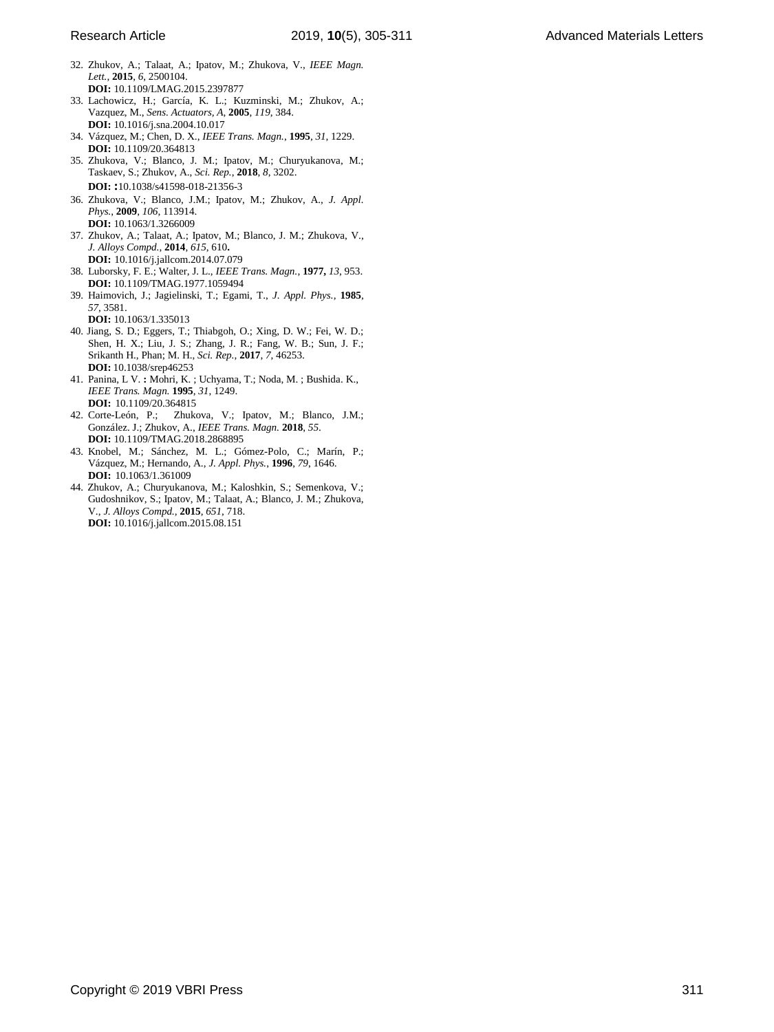32. Zhukov, A.; Talaat, A.; Ipatov, M.; Zhukova, V., *IEEE Magn. Lett.*, **2015**, *6*, 2500104.
    **DOI:** 10.1109/LMAG.2015.2397877
33. Lachowicz, H.; García, K. L.; Kuzminski, M.; Zhukov, A.; Vazquez, M., *Sens. Actuators, A*, **2005**, *119*, 384.
    **DOI:** 10.1016/j.sna.2004.10.017
34. Vázquez, M.; Chen, D. X., *IEEE Trans. Magn.*, **1995**, *31*, 1229.
    **DOI:** 10.1109/20.364813
35. Zhukova, V.; Blanco, J. M.; Ipatov, M.; Churyukanova, M.; Taskaev, S.; Zhukov, A., *Sci. Rep.*, **2018**, *8*, 3202.
    **DOI: :**10.1038/s41598-018-21356-3
36. Zhukova, V.; Blanco, J.M.; Ipatov, M.; Zhukov, A., *J. Appl. Phys.*, **2009**, *106*, 113914.
    **DOI:** 10.1063/1.3266009
37. Zhukov, A.; Talaat, A.; Ipatov, M.; Blanco, J. M.; Zhukova, V., *J. Alloys Compd.*, **2014**, *615*, 610**.**
    **DOI:** 10.1016/j.jallcom.2014.07.079
38. Luborsky, F. E.; Walter, J. L., *IEEE Trans. Magn.*, **1977,** *13*, 953.
    **DOI:** 10.1109/TMAG.1977.1059494
39. Haimovich, J.; Jagielinski, T.; Egami, T., *J. Appl. Phys.*, **1985**, *57*, 3581.
    **DOI:** 10.1063/1.335013
40. Jiang, S. D.; Eggers, T.; Thiabgoh, O.; Xing, D. W.; Fei, W. D.; Shen, H. X.; Liu, J. S.; Zhang, J. R.; Fang, W. B.; Sun, J. F.; Srikanth H., Phan; M. H., *Sci. Rep.*, **2017**, *7*, 46253.
    **DOI:** 10.1038/srep46253
41. Panina, L V. **:** Mohri, K. ; Uchyama, T.; Noda, M. ; Bushida. K., *IEEE Trans. Magn.* **1995**, *31*, 1249.
    **DOI:** 10.1109/20.364815
42. Corte-León, P.; Zhukova, V.; Ipatov, M.; Blanco, J.M.; González. J.; Zhukov, A., *IEEE Trans. Magn.* **2018**, *55*.
    **DOI:** 10.1109/TMAG.2018.2868895
43. Knobel, M.; Sánchez, M. L.; Gómez-Polo, C.; Marín, P.; Vázquez, M.; Hernando, A., *J. Appl. Phys.*, **1996**, *79*, 1646.
    **DOI:** 10.1063/1.361009
44. Zhukov, A.; Churyukanova, M.; Kaloshkin, S.; Semenkova, V.; Gudoshnikov, S.; Ipatov, M.; Talaat, A.; Blanco, J. M.; Zhukova, V., *J. Alloys Compd.*, **2015**, *651*, 718.
    **DOI:** 10.1016/j.jallcom.2015.08.151